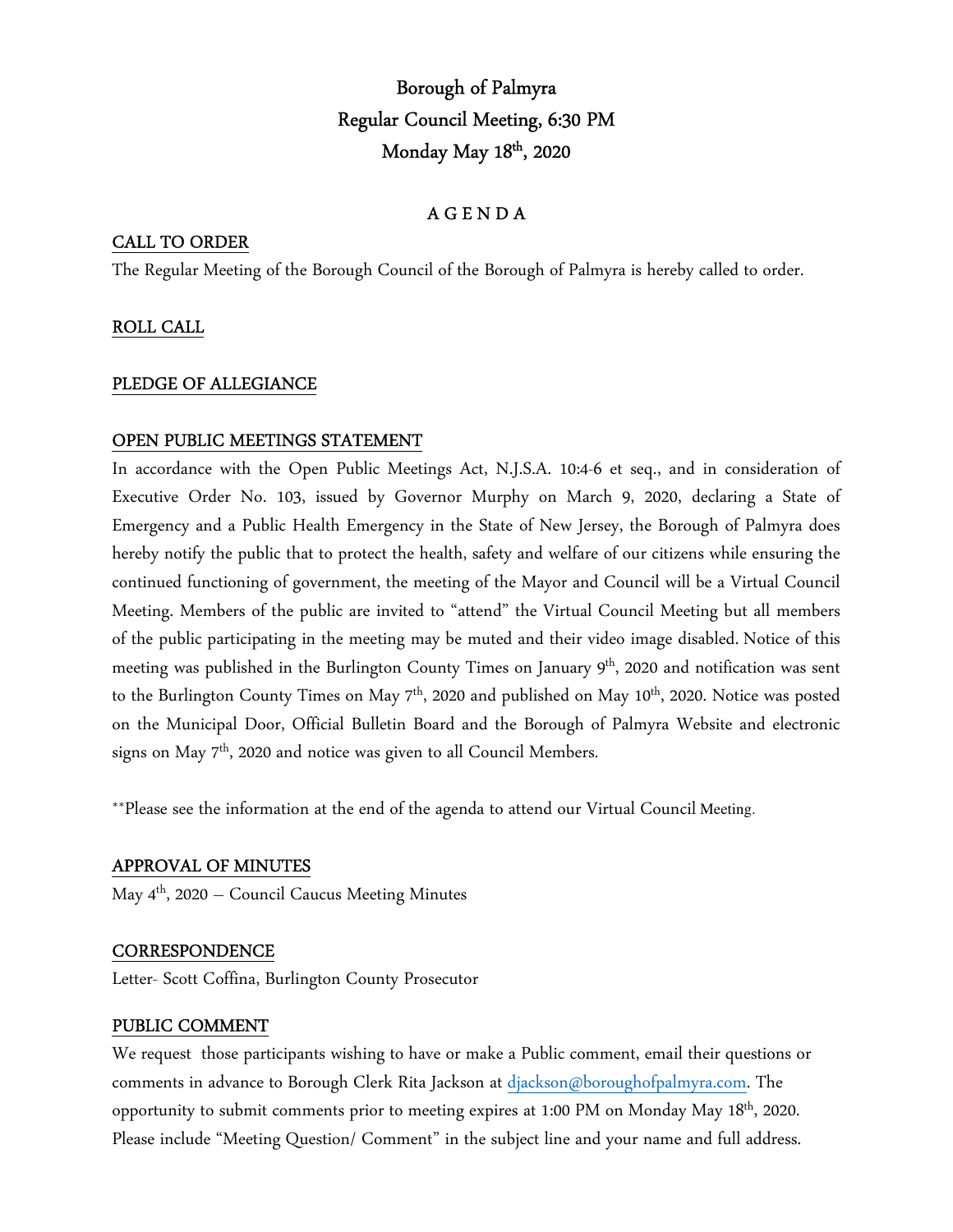# Borough of Palmyra
## Regular Council Meeting, 6:30 PM
## Monday May 18th, 2020

### A G E N D A

**CALL TO ORDER**

The Regular Meeting of the Borough Council of the Borough of Palmyra is hereby called to order.

**ROLL CALL**

**PLEDGE OF ALLEGIANCE**

**OPEN PUBLIC MEETINGS STATEMENT**

In accordance with the Open Public Meetings Act, N.J.S.A. 10:4-6 et seq., and in consideration of Executive Order No. 103, issued by Governor Murphy on March 9, 2020, declaring a State of Emergency and a Public Health Emergency in the State of New Jersey, the Borough of Palmyra does hereby notify the public that to protect the health, safety and welfare of our citizens while ensuring the continued functioning of government, the meeting of the Mayor and Council will be a Virtual Council Meeting. Members of the public are invited to "attend" the Virtual Council Meeting but all members of the public participating in the meeting may be muted and their video image disabled. Notice of this meeting was published in the Burlington County Times on January 9th, 2020 and notification was sent to the Burlington County Times on May 7th, 2020 and published on May 10th, 2020. Notice was posted on the Municipal Door, Official Bulletin Board and the Borough of Palmyra Website and electronic signs on May 7th, 2020 and notice was given to all Council Members.

**Please see the information at the end of the agenda to attend our Virtual Council Meeting.

**APPROVAL OF MINUTES**

May 4th, 2020 – Council Caucus Meeting Minutes

**CORRESPONDENCE**

Letter- Scott Coffina, Burlington County Prosecutor

**PUBLIC COMMENT**

We request those participants wishing to have or make a Public comment, email their questions or comments in advance to Borough Clerk Rita Jackson at djackson@boroughofpalmyra.com. The opportunity to submit comments prior to meeting expires at 1:00 PM on Monday May 18th, 2020. Please include "Meeting Question/ Comment" in the subject line and your name and full address.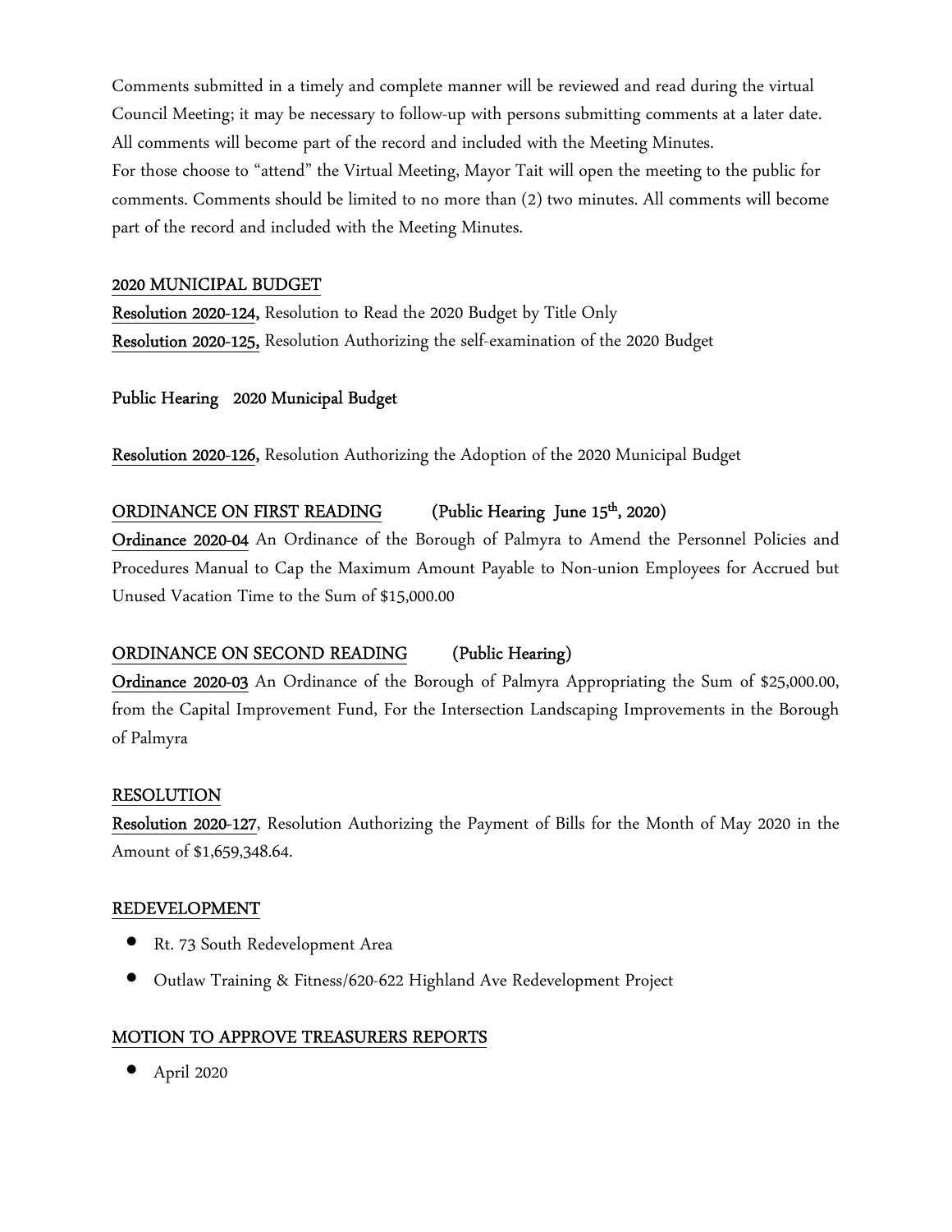Comments submitted in a timely and complete manner will be reviewed and read during the virtual Council Meeting; it may be necessary to follow-up with persons submitting comments at a later date. All comments will become part of the record and included with the Meeting Minutes.

For those choose to "attend" the Virtual Meeting, Mayor Tait will open the meeting to the public for comments. Comments should be limited to no more than (2) two minutes. All comments will become part of the record and included with the Meeting Minutes.

## 2020 MUNICIPAL BUDGET

**Resolution 2020-124,** Resolution to Read the 2020 Budget by Title Only

**Resolution 2020-125,** Resolution Authorizing the self-examination of the 2020 Budget

**Public Hearing 2020 Municipal Budget**

**Resolution 2020-126,** Resolution Authorizing the Adoption of the 2020 Municipal Budget

## ORDINANCE ON FIRST READING (Public Hearing June 15th, 2020)

**Ordinance 2020-04** An Ordinance of the Borough of Palmyra to Amend the Personnel Policies and Procedures Manual to Cap the Maximum Amount Payable to Non-union Employees for Accrued but Unused Vacation Time to the Sum of $15,000.00

## ORDINANCE ON SECOND READING (Public Hearing)

**Ordinance 2020-03** An Ordinance of the Borough of Palmyra Appropriating the Sum of $25,000.00, from the Capital Improvement Fund, For the Intersection Landscaping Improvements in the Borough of Palmyra

## RESOLUTION

**Resolution 2020-127**, Resolution Authorizing the Payment of Bills for the Month of May 2020 in the Amount of $1,659,348.64.

## REDEVELOPMENT

- Rt. 73 South Redevelopment Area
- Outlaw Training & Fitness/620-622 Highland Ave Redevelopment Project

## MOTION TO APPROVE TREASURERS REPORTS

- April 2020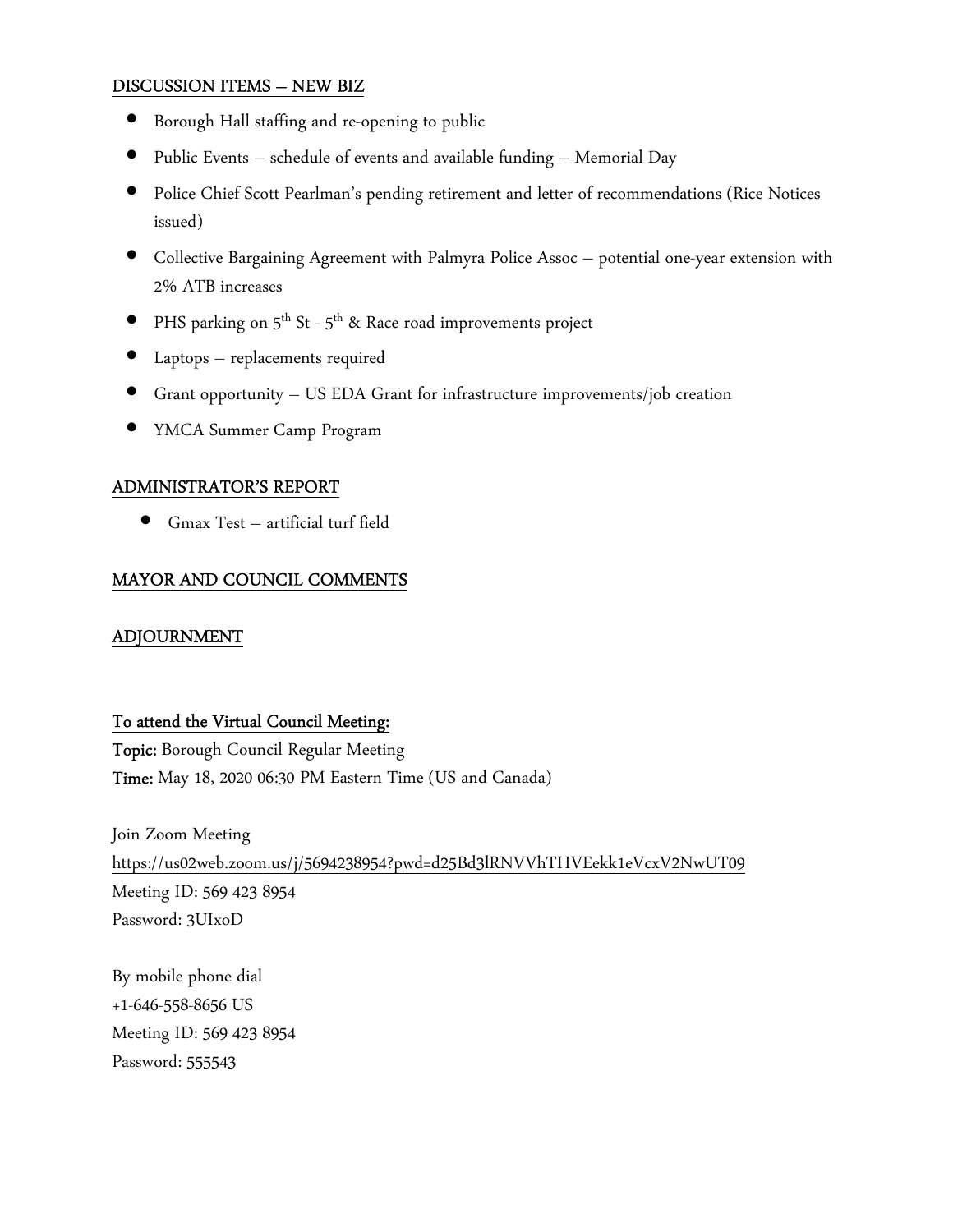## DISCUSSION ITEMS – NEW BIZ

- Borough Hall staffing and re-opening to public
- Public Events – schedule of events and available funding – Memorial Day
- Police Chief Scott Pearlman's pending retirement and letter of recommendations (Rice Notices issued)
- Collective Bargaining Agreement with Palmyra Police Assoc – potential one-year extension with 2% ATB increases
- PHS parking on 5th St - 5th & Race road improvements project
- Laptops – replacements required
- Grant opportunity – US EDA Grant for infrastructure improvements/job creation
- YMCA Summer Camp Program

## ADMINISTRATOR'S REPORT

- Gmax Test – artificial turf field

## MAYOR AND COUNCIL COMMENTS

## ADJOURNMENT

### To attend the Virtual Council Meeting:

**Topic:** Borough Council Regular Meeting
**Time:** May 18, 2020 06:30 PM Eastern Time (US and Canada)

Join Zoom Meeting
https://us02web.zoom.us/j/5694238954?pwd=d25Bd3lRNVVhTHVEekk1eVcxV2NwUT09
Meeting ID: 569 423 8954
Password: 3UIxoD

By mobile phone dial
+1-646-558-8656 US
Meeting ID: 569 423 8954
Password: 555543